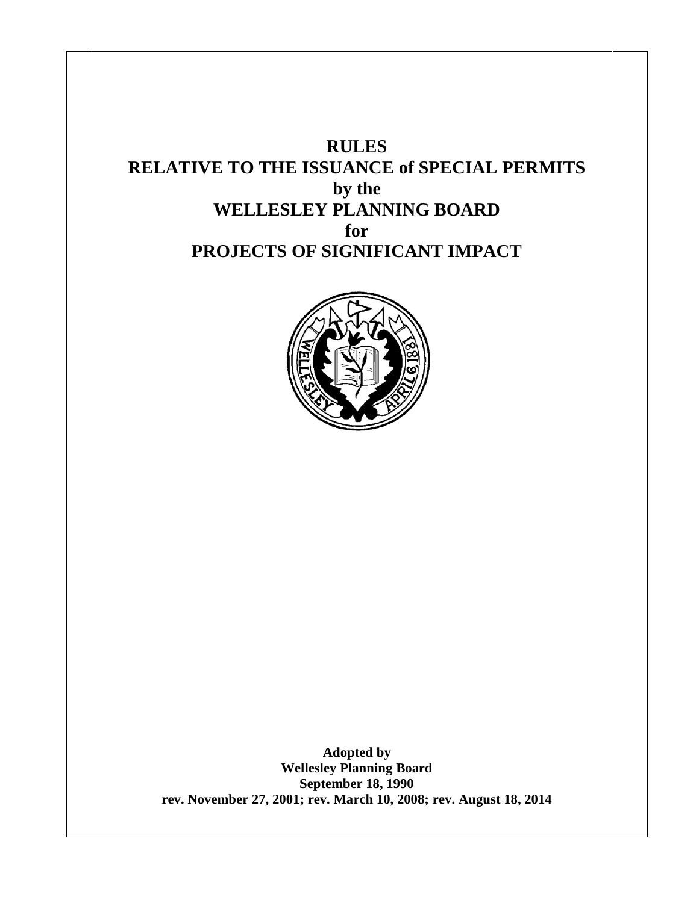# RULES
# RELATIVE TO THE ISSUANCE of SPECIAL PERMITS
# by the
# WELLESLEY PLANNING BOARD
# for
# PROJECTS OF SIGNIFICANT IMPACT

**Adopted by**
**Wellesley Planning Board**
**September 18, 1990**
**rev. November 27, 2001; rev. March 10, 2008; rev. August 18, 2014**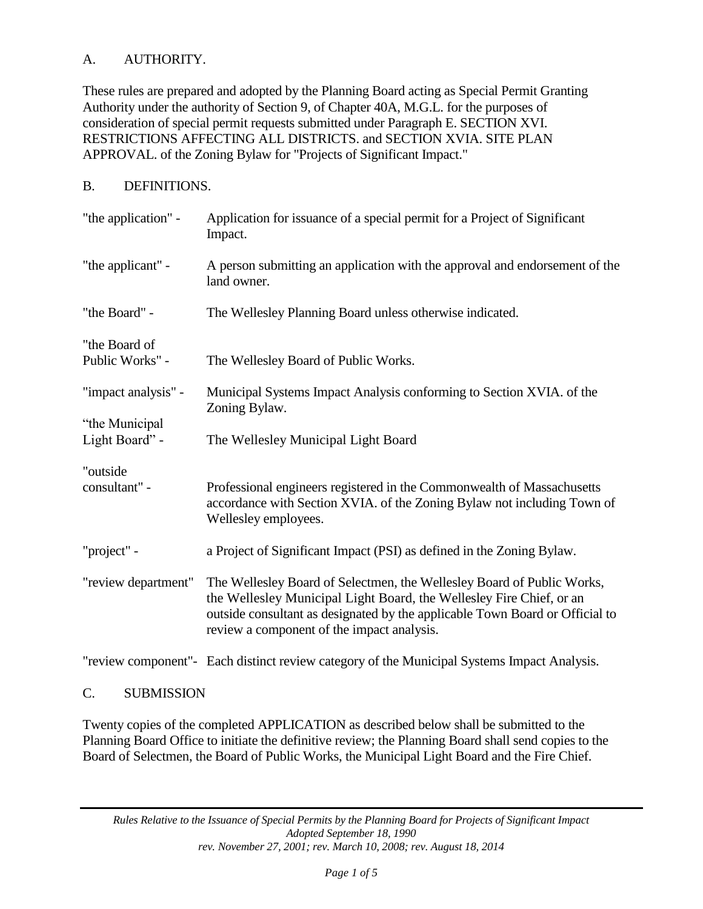## A. AUTHORITY.

These rules are prepared and adopted by the Planning Board acting as Special Permit Granting Authority under the authority of Section 9, of Chapter 40A, M.G.L. for the purposes of consideration of special permit requests submitted under Paragraph E. SECTION XVI. RESTRICTIONS AFFECTING ALL DISTRICTS. and SECTION XVIA. SITE PLAN APPROVAL. of the Zoning Bylaw for "Projects of Significant Impact."

## B. DEFINITIONS.

| | |
|---|---|
| "the application" - | Application for issuance of a special permit for a Project of Significant Impact. |
| "the applicant" - | A person submitting an application with the approval and endorsement of the land owner. |
| "the Board" - | The Wellesley Planning Board unless otherwise indicated. |
| "the Board of Public Works" - | The Wellesley Board of Public Works. |
| "impact analysis" - | Municipal Systems Impact Analysis conforming to Section XVIA. of the Zoning Bylaw. |
| "the Municipal Light Board" - | The Wellesley Municipal Light Board |
| "outside consultant" - | Professional engineers registered in the Commonwealth of Massachusetts accordance with Section XVIA. of the Zoning Bylaw not including Town of Wellesley employees. |
| "project" - | a Project of Significant Impact (PSI) as defined in the Zoning Bylaw. |
| "review department" | The Wellesley Board of Selectmen, the Wellesley Board of Public Works, the Wellesley Municipal Light Board, the Wellesley Fire Chief, or an outside consultant as designated by the applicable Town Board or Official to review a component of the impact analysis. |
| "review component"- | Each distinct review category of the Municipal Systems Impact Analysis. |

## C. SUBMISSION

Twenty copies of the completed APPLICATION as described below shall be submitted to the Planning Board Office to initiate the definitive review; the Planning Board shall send copies to the Board of Selectmen, the Board of Public Works, the Municipal Light Board and the Fire Chief.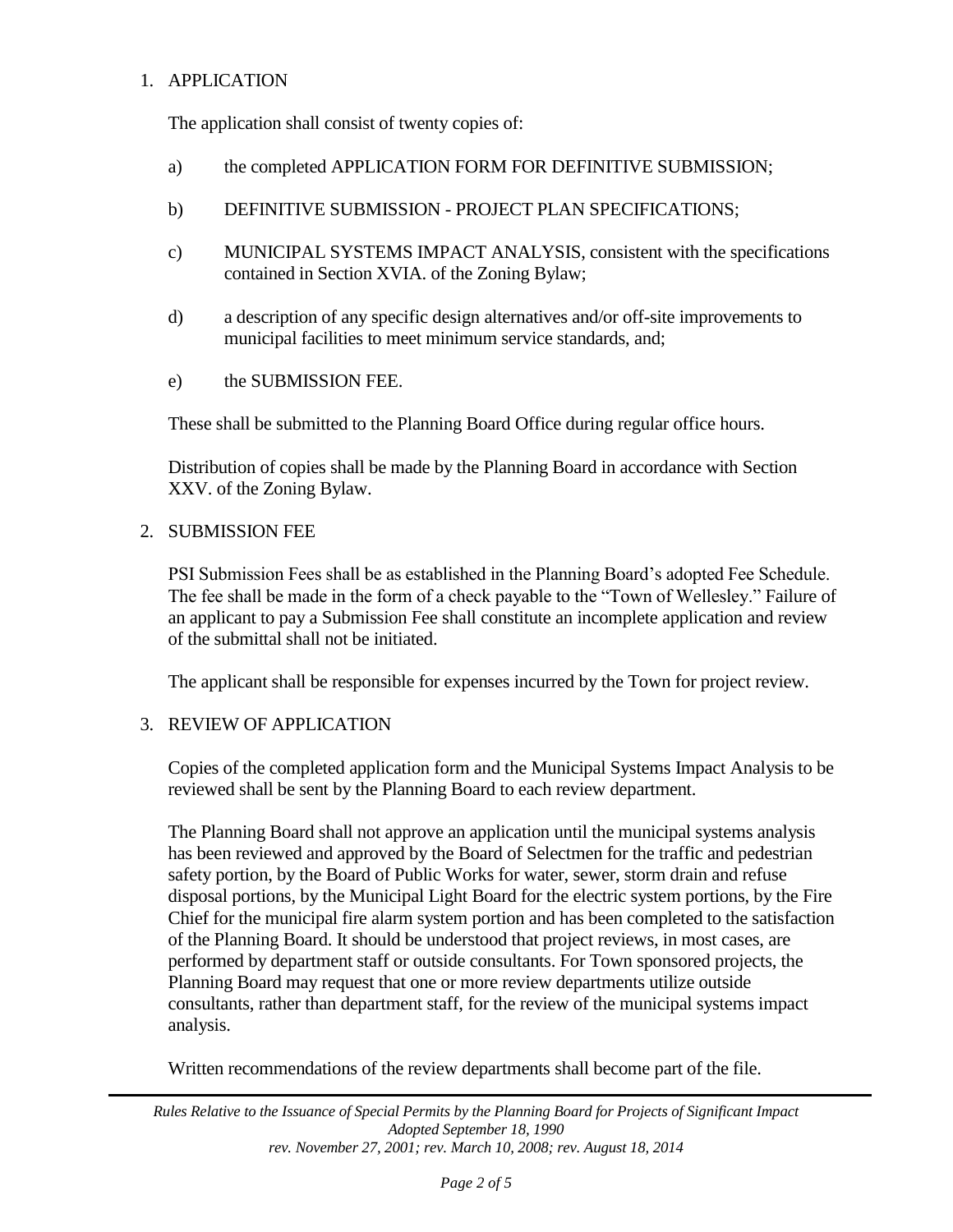## 1. APPLICATION

The application shall consist of twenty copies of:

a) the completed APPLICATION FORM FOR DEFINITIVE SUBMISSION;

b) DEFINITIVE SUBMISSION - PROJECT PLAN SPECIFICATIONS;

c) MUNICIPAL SYSTEMS IMPACT ANALYSIS, consistent with the specifications contained in Section XVIA. of the Zoning Bylaw;

d) a description of any specific design alternatives and/or off-site improvements to municipal facilities to meet minimum service standards, and;

e) the SUBMISSION FEE.

These shall be submitted to the Planning Board Office during regular office hours.

Distribution of copies shall be made by the Planning Board in accordance with Section XXV. of the Zoning Bylaw.

## 2. SUBMISSION FEE

PSI Submission Fees shall be as established in the Planning Board's adopted Fee Schedule. The fee shall be made in the form of a check payable to the "Town of Wellesley." Failure of an applicant to pay a Submission Fee shall constitute an incomplete application and review of the submittal shall not be initiated.

The applicant shall be responsible for expenses incurred by the Town for project review.

## 3. REVIEW OF APPLICATION

Copies of the completed application form and the Municipal Systems Impact Analysis to be reviewed shall be sent by the Planning Board to each review department.

The Planning Board shall not approve an application until the municipal systems analysis has been reviewed and approved by the Board of Selectmen for the traffic and pedestrian safety portion, by the Board of Public Works for water, sewer, storm drain and refuse disposal portions, by the Municipal Light Board for the electric system portions, by the Fire Chief for the municipal fire alarm system portion and has been completed to the satisfaction of the Planning Board. It should be understood that project reviews, in most cases, are performed by department staff or outside consultants. For Town sponsored projects, the Planning Board may request that one or more review departments utilize outside consultants, rather than department staff, for the review of the municipal systems impact analysis.

Written recommendations of the review departments shall become part of the file.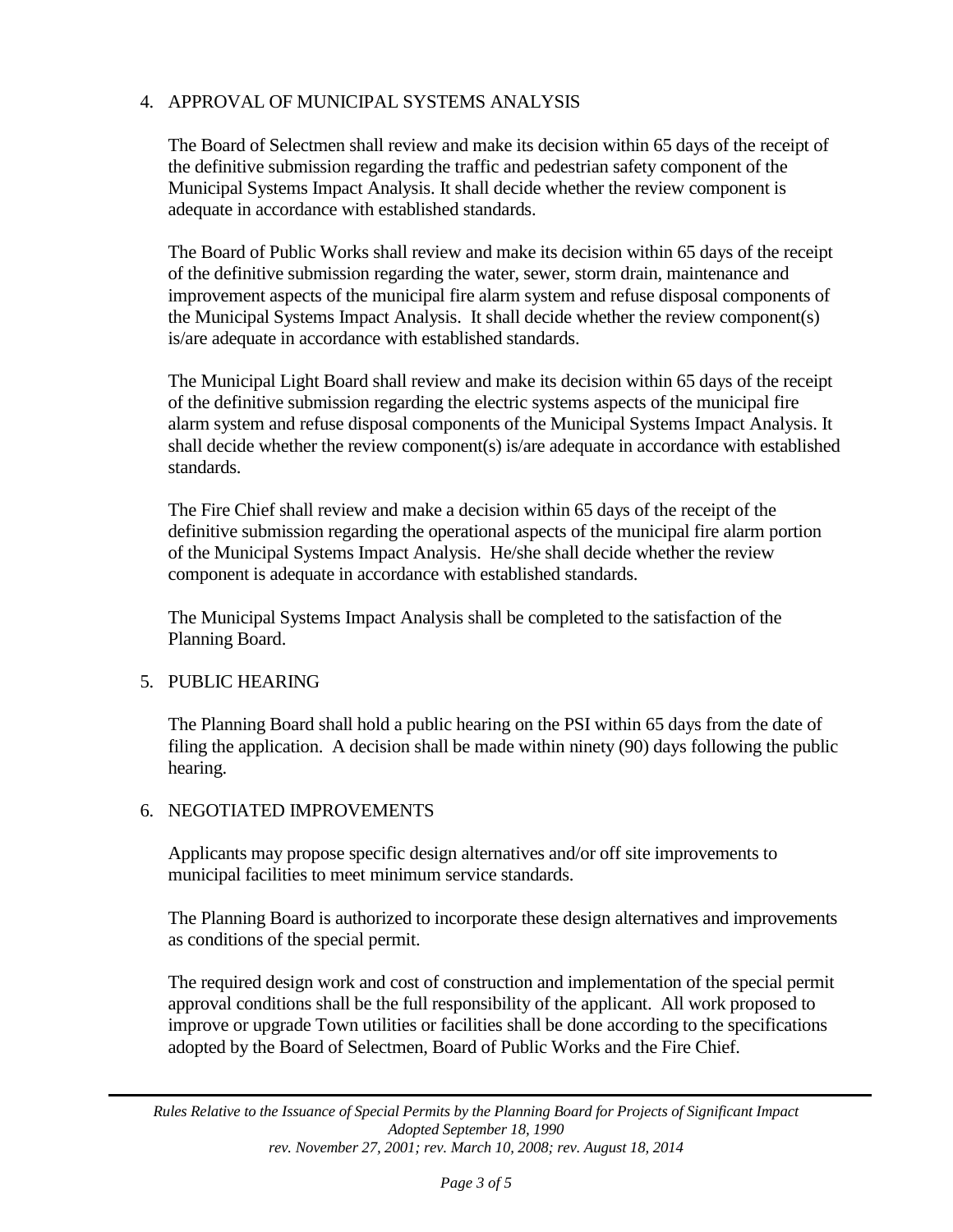4. APPROVAL OF MUNICIPAL SYSTEMS ANALYSIS

   The Board of Selectmen shall review and make its decision within 65 days of the receipt of the definitive submission regarding the traffic and pedestrian safety component of the Municipal Systems Impact Analysis. It shall decide whether the review component is adequate in accordance with established standards.

   The Board of Public Works shall review and make its decision within 65 days of the receipt of the definitive submission regarding the water, sewer, storm drain, maintenance and improvement aspects of the municipal fire alarm system and refuse disposal components of the Municipal Systems Impact Analysis. It shall decide whether the review component(s) is/are adequate in accordance with established standards.

   The Municipal Light Board shall review and make its decision within 65 days of the receipt of the definitive submission regarding the electric systems aspects of the municipal fire alarm system and refuse disposal components of the Municipal Systems Impact Analysis. It shall decide whether the review component(s) is/are adequate in accordance with established standards.

   The Fire Chief shall review and make a decision within 65 days of the receipt of the definitive submission regarding the operational aspects of the municipal fire alarm portion of the Municipal Systems Impact Analysis. He/she shall decide whether the review component is adequate in accordance with established standards.

   The Municipal Systems Impact Analysis shall be completed to the satisfaction of the Planning Board.

5. PUBLIC HEARING

   The Planning Board shall hold a public hearing on the PSI within 65 days from the date of filing the application. A decision shall be made within ninety (90) days following the public hearing.

6. NEGOTIATED IMPROVEMENTS

   Applicants may propose specific design alternatives and/or off site improvements to municipal facilities to meet minimum service standards.

   The Planning Board is authorized to incorporate these design alternatives and improvements as conditions of the special permit.

   The required design work and cost of construction and implementation of the special permit approval conditions shall be the full responsibility of the applicant. All work proposed to improve or upgrade Town utilities or facilities shall be done according to the specifications adopted by the Board of Selectmen, Board of Public Works and the Fire Chief.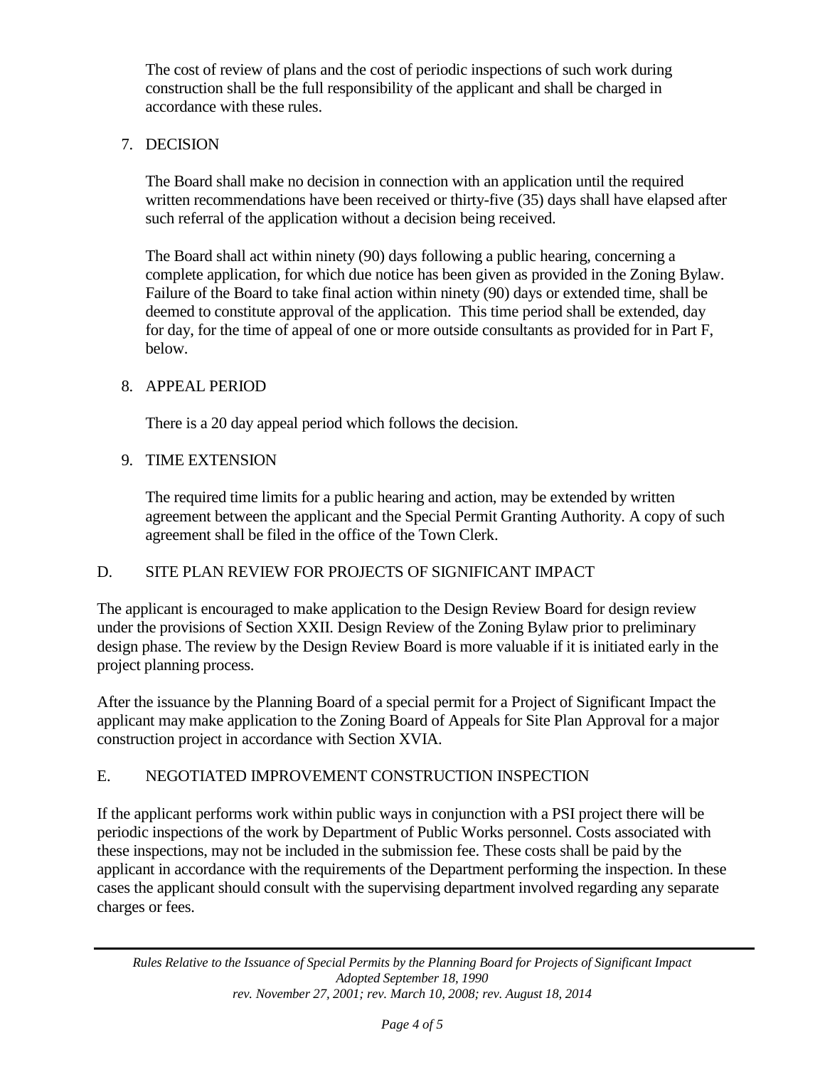The cost of review of plans and the cost of periodic inspections of such work during construction shall be the full responsibility of the applicant and shall be charged in accordance with these rules.

7. DECISION

   The Board shall make no decision in connection with an application until the required written recommendations have been received or thirty-five (35) days shall have elapsed after such referral of the application without a decision being received.

   The Board shall act within ninety (90) days following a public hearing, concerning a complete application, for which due notice has been given as provided in the Zoning Bylaw. Failure of the Board to take final action within ninety (90) days or extended time, shall be deemed to constitute approval of the application. This time period shall be extended, day for day, for the time of appeal of one or more outside consultants as provided for in Part F, below.

8. APPEAL PERIOD

   There is a 20 day appeal period which follows the decision.

9. TIME EXTENSION

   The required time limits for a public hearing and action, may be extended by written agreement between the applicant and the Special Permit Granting Authority. A copy of such agreement shall be filed in the office of the Town Clerk.

## D. SITE PLAN REVIEW FOR PROJECTS OF SIGNIFICANT IMPACT

The applicant is encouraged to make application to the Design Review Board for design review under the provisions of Section XXII. Design Review of the Zoning Bylaw prior to preliminary design phase. The review by the Design Review Board is more valuable if it is initiated early in the project planning process.

After the issuance by the Planning Board of a special permit for a Project of Significant Impact the applicant may make application to the Zoning Board of Appeals for Site Plan Approval for a major construction project in accordance with Section XVIA.

## E. NEGOTIATED IMPROVEMENT CONSTRUCTION INSPECTION

If the applicant performs work within public ways in conjunction with a PSI project there will be periodic inspections of the work by Department of Public Works personnel. Costs associated with these inspections, may not be included in the submission fee. These costs shall be paid by the applicant in accordance with the requirements of the Department performing the inspection. In these cases the applicant should consult with the supervising department involved regarding any separate charges or fees.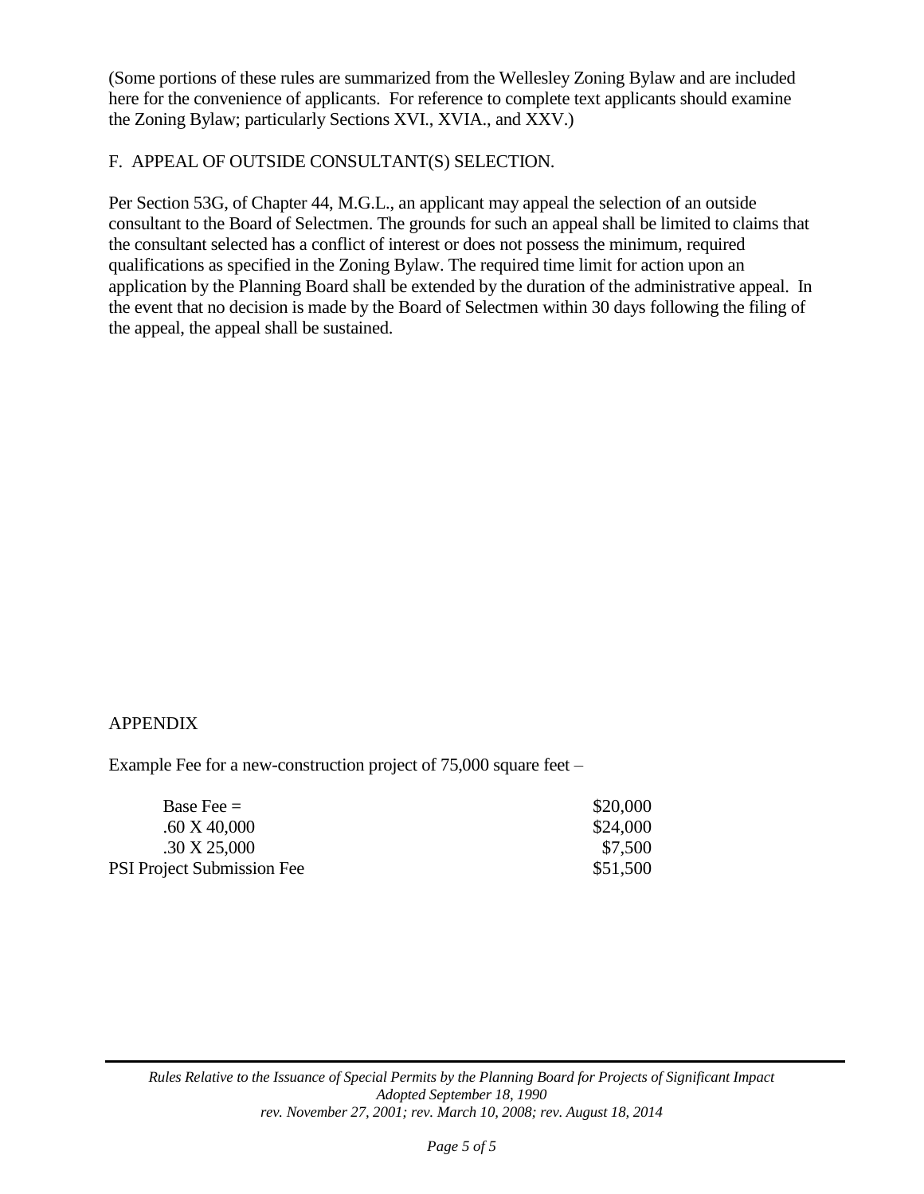(Some portions of these rules are summarized from the Wellesley Zoning Bylaw and are included here for the convenience of applicants. For reference to complete text applicants should examine the Zoning Bylaw; particularly Sections XVI., XVIA., and XXV.)

## F. APPEAL OF OUTSIDE CONSULTANT(S) SELECTION.

Per Section 53G, of Chapter 44, M.G.L., an applicant may appeal the selection of an outside consultant to the Board of Selectmen. The grounds for such an appeal shall be limited to claims that the consultant selected has a conflict of interest or does not possess the minimum, required qualifications as specified in the Zoning Bylaw. The required time limit for action upon an application by the Planning Board shall be extended by the duration of the administrative appeal. In the event that no decision is made by the Board of Selectmen within 30 days following the filing of the appeal, the appeal shall be sustained.

## APPENDIX

Example Fee for a new-construction project of 75,000 square feet –

| | |
|---|---|
| Base Fee = | \$20,000 |
| .60 X 40,000 | \$24,000 |
| .30 X 25,000 | \$7,500 |
| PSI Project Submission Fee | \$51,500 |

*Rules Relative to the Issuance of Special Permits by the Planning Board for Projects of Significant Impact*
*Adopted September 18, 1990*
*rev. November 27, 2001; rev. March 10, 2008; rev. August 18, 2014*